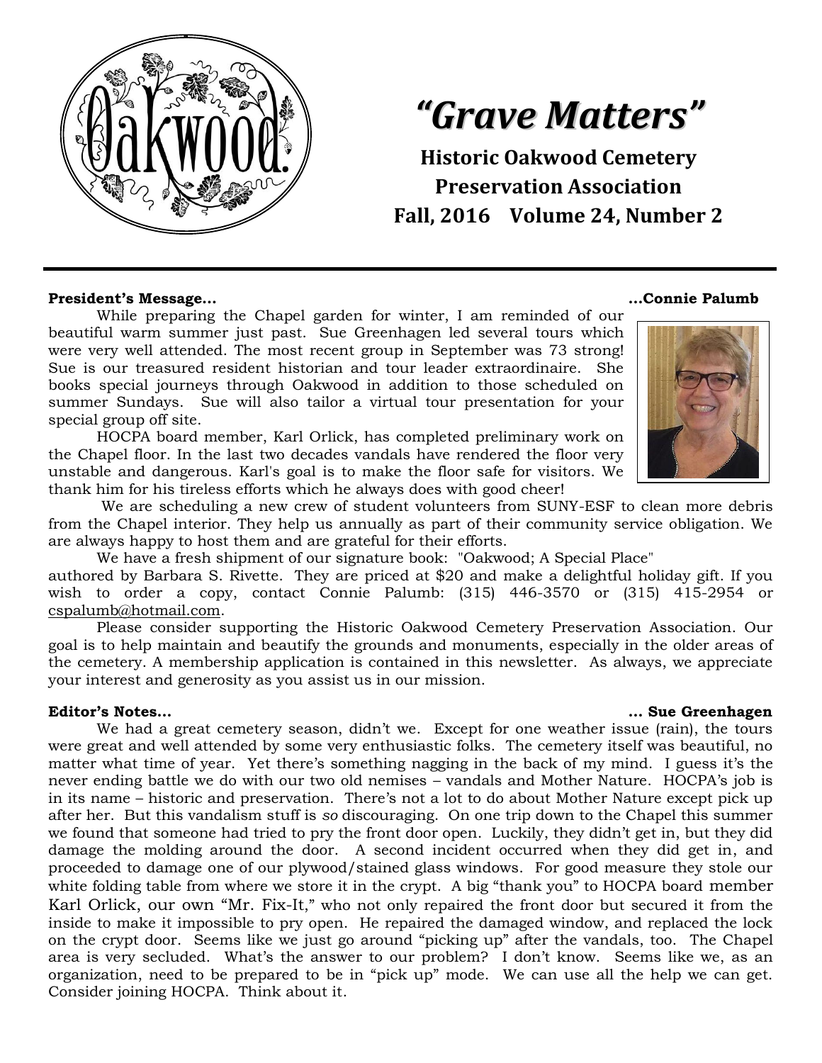# *"Grave Matters"*

**Historic Oakwood Cemetery Preservation Association**
**Fall, 2016 Volume 24, Number 2**

---

**President's Message… …Connie Palumb**

While preparing the Chapel garden for winter, I am reminded of our beautiful warm summer just past. Sue Greenhagen led several tours which were very well attended. The most recent group in September was 73 strong! Sue is our treasured resident historian and tour leader extraordinaire. She books special journeys through Oakwood in addition to those scheduled on summer Sundays. Sue will also tailor a virtual tour presentation for your special group off site.

HOCPA board member, Karl Orlick, has completed preliminary work on the Chapel floor. In the last two decades vandals have rendered the floor very unstable and dangerous. Karl's goal is to make the floor safe for visitors. We thank him for his tireless efforts which he always does with good cheer!

We are scheduling a new crew of student volunteers from SUNY-ESF to clean more debris from the Chapel interior. They help us annually as part of their community service obligation. We are always happy to host them and are grateful for their efforts.

We have a fresh shipment of our signature book: "Oakwood; A Special Place" authored by Barbara S. Rivette. They are priced at $20 and make a delightful holiday gift. If you wish to order a copy, contact Connie Palumb: (315) 446-3570 or (315) 415-2954 or cspalumb@hotmail.com.

Please consider supporting the Historic Oakwood Cemetery Preservation Association. Our goal is to help maintain and beautify the grounds and monuments, especially in the older areas of the cemetery. A membership application is contained in this newsletter. As always, we appreciate your interest and generosity as you assist us in our mission.

**Editor's Notes… … Sue Greenhagen**

We had a great cemetery season, didn't we. Except for one weather issue (rain), the tours were great and well attended by some very enthusiastic folks. The cemetery itself was beautiful, no matter what time of year. Yet there's something nagging in the back of my mind. I guess it's the never ending battle we do with our two old nemises – vandals and Mother Nature. HOCPA's job is in its name – historic and preservation. There's not a lot to do about Mother Nature except pick up after her. But this vandalism stuff is *so* discouraging. On one trip down to the Chapel this summer we found that someone had tried to pry the front door open. Luckily, they didn't get in, but they did damage the molding around the door. A second incident occurred when they did get in, and proceeded to damage one of our plywood/stained glass windows. For good measure they stole our white folding table from where we store it in the crypt. A big "thank you" to HOCPA board member Karl Orlick, our own "Mr. Fix-It," who not only repaired the front door but secured it from the inside to make it impossible to pry open. He repaired the damaged window, and replaced the lock on the crypt door. Seems like we just go around "picking up" after the vandals, too. The Chapel area is very secluded. What's the answer to our problem? I don't know. Seems like we, as an organization, need to be prepared to be in "pick up" mode. We can use all the help we can get. Consider joining HOCPA. Think about it.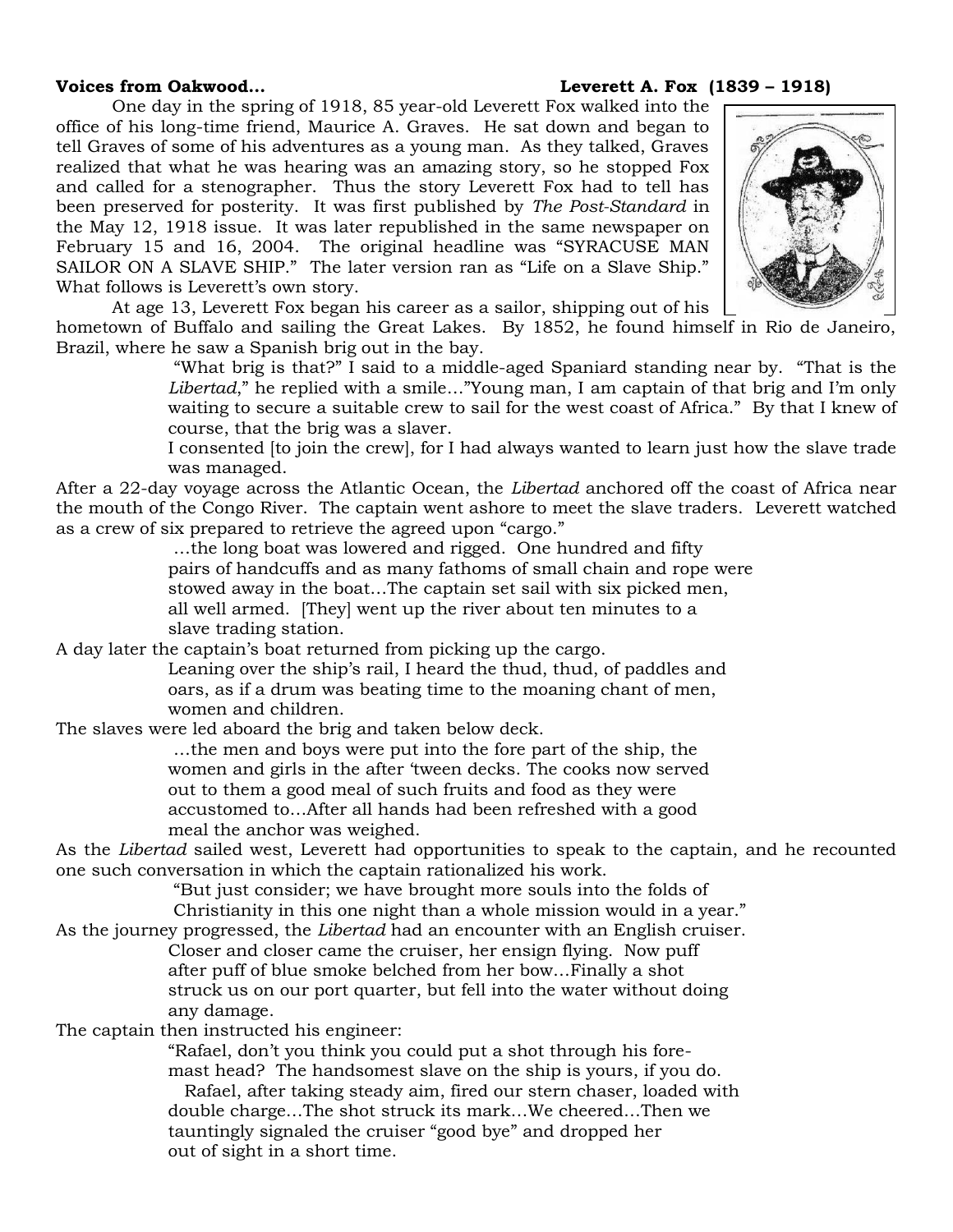**Voices from Oakwood... Leverett A. Fox (1839 – 1918)**

One day in the spring of 1918, 85 year-old Leverett Fox walked into the office of his long-time friend, Maurice A. Graves. He sat down and began to tell Graves of some of his adventures as a young man. As they talked, Graves realized that what he was hearing was an amazing story, so he stopped Fox and called for a stenographer. Thus the story Leverett Fox had to tell has been preserved for posterity. It was first published by *The Post-Standard* in the May 12, 1918 issue. It was later republished in the same newspaper on February 15 and 16, 2004. The original headline was "SYRACUSE MAN SAILOR ON A SLAVE SHIP." The later version ran as "Life on a Slave Ship." What follows is Leverett's own story.

At age 13, Leverett Fox began his career as a sailor, shipping out of his hometown of Buffalo and sailing the Great Lakes. By 1852, he found himself in Rio de Janeiro, Brazil, where he saw a Spanish brig out in the bay.

> "What brig is that?" I said to a middle-aged Spaniard standing near by. "That is the *Libertad*," he replied with a smile…"Young man, I am captain of that brig and I'm only waiting to secure a suitable crew to sail for the west coast of Africa." By that I knew of course, that the brig was a slaver.
>
> I consented [to join the crew], for I had always wanted to learn just how the slave trade was managed.

After a 22-day voyage across the Atlantic Ocean, the *Libertad* anchored off the coast of Africa near the mouth of the Congo River. The captain went ashore to meet the slave traders. Leverett watched as a crew of six prepared to retrieve the agreed upon "cargo."

> …the long boat was lowered and rigged. One hundred and fifty pairs of handcuffs and as many fathoms of small chain and rope were stowed away in the boat…The captain set sail with six picked men, all well armed. [They] went up the river about ten minutes to a slave trading station.

A day later the captain's boat returned from picking up the cargo.

> Leaning over the ship's rail, I heard the thud, thud, of paddles and oars, as if a drum was beating time to the moaning chant of men, women and children.

The slaves were led aboard the brig and taken below deck.

> …the men and boys were put into the fore part of the ship, the women and girls in the after 'tween decks. The cooks now served out to them a good meal of such fruits and food as they were accustomed to…After all hands had been refreshed with a good meal the anchor was weighed.

As the *Libertad* sailed west, Leverett had opportunities to speak to the captain, and he recounted one such conversation in which the captain rationalized his work.

> "But just consider; we have brought more souls into the folds of Christianity in this one night than a whole mission would in a year."

As the journey progressed, the *Libertad* had an encounter with an English cruiser.

> Closer and closer came the cruiser, her ensign flying. Now puff after puff of blue smoke belched from her bow…Finally a shot struck us on our port quarter, but fell into the water without doing any damage.

The captain then instructed his engineer:

> "Rafael, don't you think you could put a shot through his fore-mast head? The handsomest slave on the ship is yours, if you do.
>
> Rafael, after taking steady aim, fired our stern chaser, loaded with double charge…The shot struck its mark…We cheered…Then we tauntingly signaled the cruiser "good bye" and dropped her out of sight in a short time.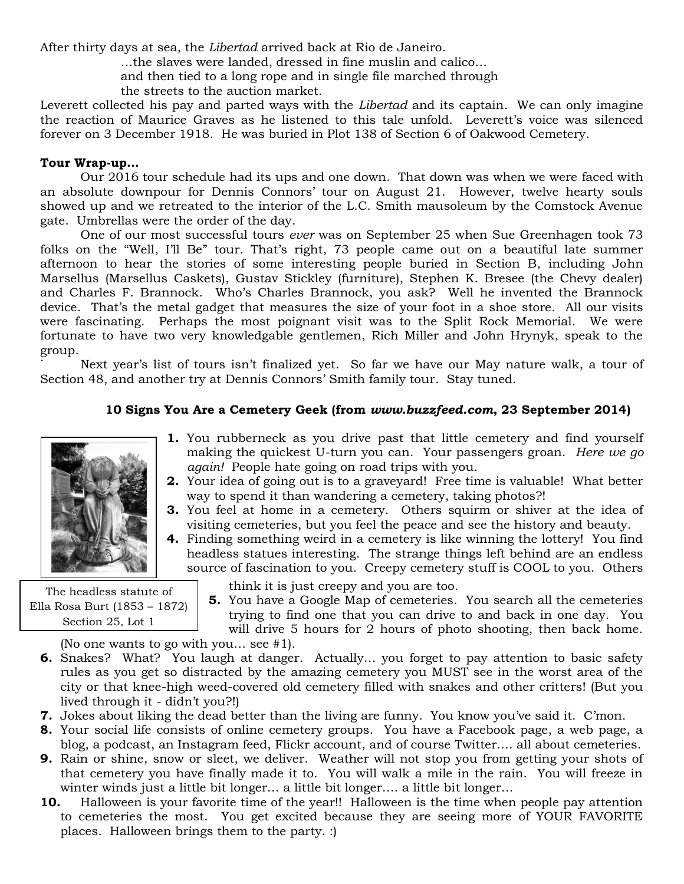After thirty days at sea, the *Libertad* arrived back at Rio de Janeiro.

> …the slaves were landed, dressed in fine muslin and calico…
> and then tied to a long rope and in single file marched through
> the streets to the auction market.

Leverett collected his pay and parted ways with the *Libertad* and its captain. We can only imagine the reaction of Maurice Graves as he listened to this tale unfold. Leverett's voice was silenced forever on 3 December 1918. He was buried in Plot 138 of Section 6 of Oakwood Cemetery.

**Tour Wrap-up…**

Our 2016 tour schedule had its ups and one down. That down was when we were faced with an absolute downpour for Dennis Connors' tour on August 21. However, twelve hearty souls showed up and we retreated to the interior of the L.C. Smith mausoleum by the Comstock Avenue gate. Umbrellas were the order of the day.

One of our most successful tours *ever* was on September 25 when Sue Greenhagen took 73 folks on the "Well, I'll Be" tour. That's right, 73 people came out on a beautiful late summer afternoon to hear the stories of some interesting people buried in Section B, including John Marsellus (Marsellus Caskets), Gustav Stickley (furniture), Stephen K. Bresee (the Chevy dealer) and Charles F. Brannock. Who's Charles Brannock, you ask? Well he invented the Brannock device. That's the metal gadget that measures the size of your foot in a shoe store. All our visits were fascinating. Perhaps the most poignant visit was to the Split Rock Memorial. We were fortunate to have two very knowledgable gentlemen, Rich Miller and John Hrynyk, speak to the group.

Next year's list of tours isn't finalized yet. So far we have our May nature walk, a tour of Section 48, and another try at Dennis Connors' Smith family tour. Stay tuned.

### 10 Signs You Are a Cemetery Geek (from *www.buzzfeed.com*, 23 September 2014)

The headless statute of Ella Rosa Burt (1853 – 1872) Section 25, Lot 1

1. You rubberneck as you drive past that little cemetery and find yourself making the quickest U-turn you can. Your passengers groan. *Here we go again!* People hate going on road trips with you.
2. Your idea of going out is to a graveyard! Free time is valuable! What better way to spend it than wandering a cemetery, taking photos?!
3. You feel at home in a cemetery. Others squirm or shiver at the idea of visiting cemeteries, but you feel the peace and see the history and beauty.
4. Finding something weird in a cemetery is like winning the lottery! You find headless statues interesting. The strange things left behind are an endless source of fascination to you. Creepy cemetery stuff is COOL to you. Others think it is just creepy and you are too.
5. You have a Google Map of cemeteries. You search all the cemeteries trying to find one that you can drive to and back in one day. You will drive 5 hours for 2 hours of photo shooting, then back home. (No one wants to go with you… see #1).
6. Snakes? What? You laugh at danger. Actually… you forget to pay attention to basic safety rules as you get so distracted by the amazing cemetery you MUST see in the worst area of the city or that knee-high weed-covered old cemetery filled with snakes and other critters! (But you lived through it - didn't you?!)
7. Jokes about liking the dead better than the living are funny. You know you've said it. C'mon.
8. Your social life consists of online cemetery groups. You have a Facebook page, a web page, a blog, a podcast, an Instagram feed, Flickr account, and of course Twitter…. all about cemeteries.
9. Rain or shine, snow or sleet, we deliver. Weather will not stop you from getting your shots of that cemetery you have finally made it to. You will walk a mile in the rain. You will freeze in winter winds just a little bit longer… a little bit longer…. a little bit longer…
10. Halloween is your favorite time of the year!! Halloween is the time when people pay attention to cemeteries the most. You get excited because they are seeing more of YOUR FAVORITE places. Halloween brings them to the party. :)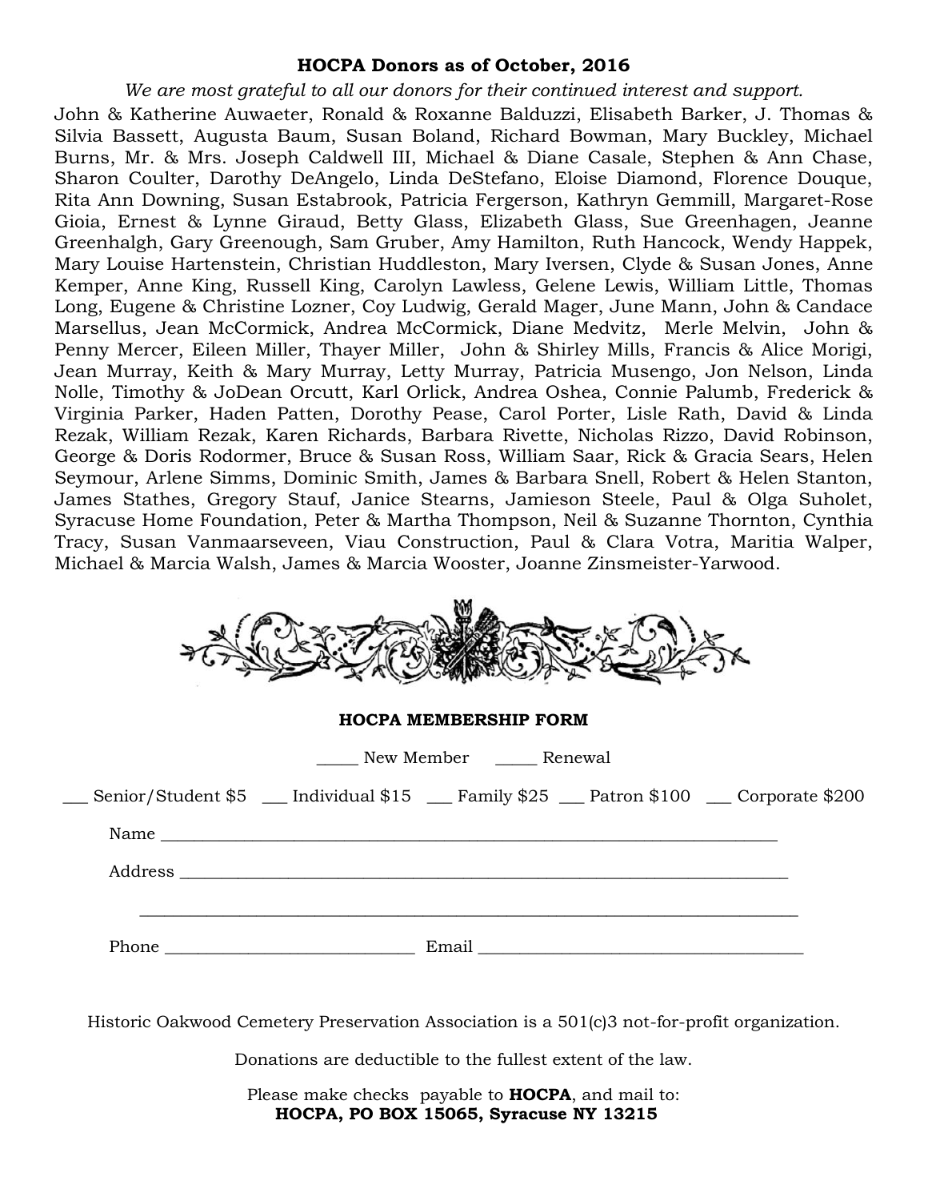## HOCPA Donors as of October, 2016

*We are most grateful to all our donors for their continued interest and support.*

John & Katherine Auwaeter, Ronald & Roxanne Balduzzi, Elisabeth Barker, J. Thomas & Silvia Bassett, Augusta Baum, Susan Boland, Richard Bowman, Mary Buckley, Michael Burns, Mr. & Mrs. Joseph Caldwell III, Michael & Diane Casale, Stephen & Ann Chase, Sharon Coulter, Darothy DeAngelo, Linda DeStefano, Eloise Diamond, Florence Douque, Rita Ann Downing, Susan Estabrook, Patricia Fergerson, Kathryn Gemmill, Margaret-Rose Gioia, Ernest & Lynne Giraud, Betty Glass, Elizabeth Glass, Sue Greenhagen, Jeanne Greenhalgh, Gary Greenough, Sam Gruber, Amy Hamilton, Ruth Hancock, Wendy Happek, Mary Louise Hartenstein, Christian Huddleston, Mary Iversen, Clyde & Susan Jones, Anne Kemper, Anne King, Russell King, Carolyn Lawless, Gelene Lewis, William Little, Thomas Long, Eugene & Christine Lozner, Coy Ludwig, Gerald Mager, June Mann, John & Candace Marsellus, Jean McCormick, Andrea McCormick, Diane Medvitz, Merle Melvin, John & Penny Mercer, Eileen Miller, Thayer Miller, John & Shirley Mills, Francis & Alice Morigi, Jean Murray, Keith & Mary Murray, Letty Murray, Patricia Musengo, Jon Nelson, Linda Nolle, Timothy & JoDean Orcutt, Karl Orlick, Andrea Oshea, Connie Palumb, Frederick & Virginia Parker, Haden Patten, Dorothy Pease, Carol Porter, Lisle Rath, David & Linda Rezak, William Rezak, Karen Richards, Barbara Rivette, Nicholas Rizzo, David Robinson, George & Doris Rodormer, Bruce & Susan Ross, William Saar, Rick & Gracia Sears, Helen Seymour, Arlene Simms, Dominic Smith, James & Barbara Snell, Robert & Helen Stanton, James Stathes, Gregory Stauf, Janice Stearns, Jamieson Steele, Paul & Olga Suholet, Syracuse Home Foundation, Peter & Martha Thompson, Neil & Suzanne Thornton, Cynthia Tracy, Susan Vanmaarseveen, Viau Construction, Paul & Clara Votra, Maritia Walper, Michael & Marcia Walsh, James & Marcia Wooster, Joanne Zinsmeister-Yarwood.

### HOCPA MEMBERSHIP FORM

_____ New Member  _____ Renewal

___ Senior/Student $5  ___ Individual $15  ___ Family $25  ___ Patron $100  ___ Corporate $200

Name ______________________________________________________________________________

Address ____________________________________________________________________________

____________________________________________________________________________________

Phone ____________________________ Email ____________________________________

Historic Oakwood Cemetery Preservation Association is a 501(c)3 not-for-profit organization.

Donations are deductible to the fullest extent of the law.

Please make checks payable to **HOCPA**, and mail to:
**HOCPA, PO BOX 15065, Syracuse NY 13215**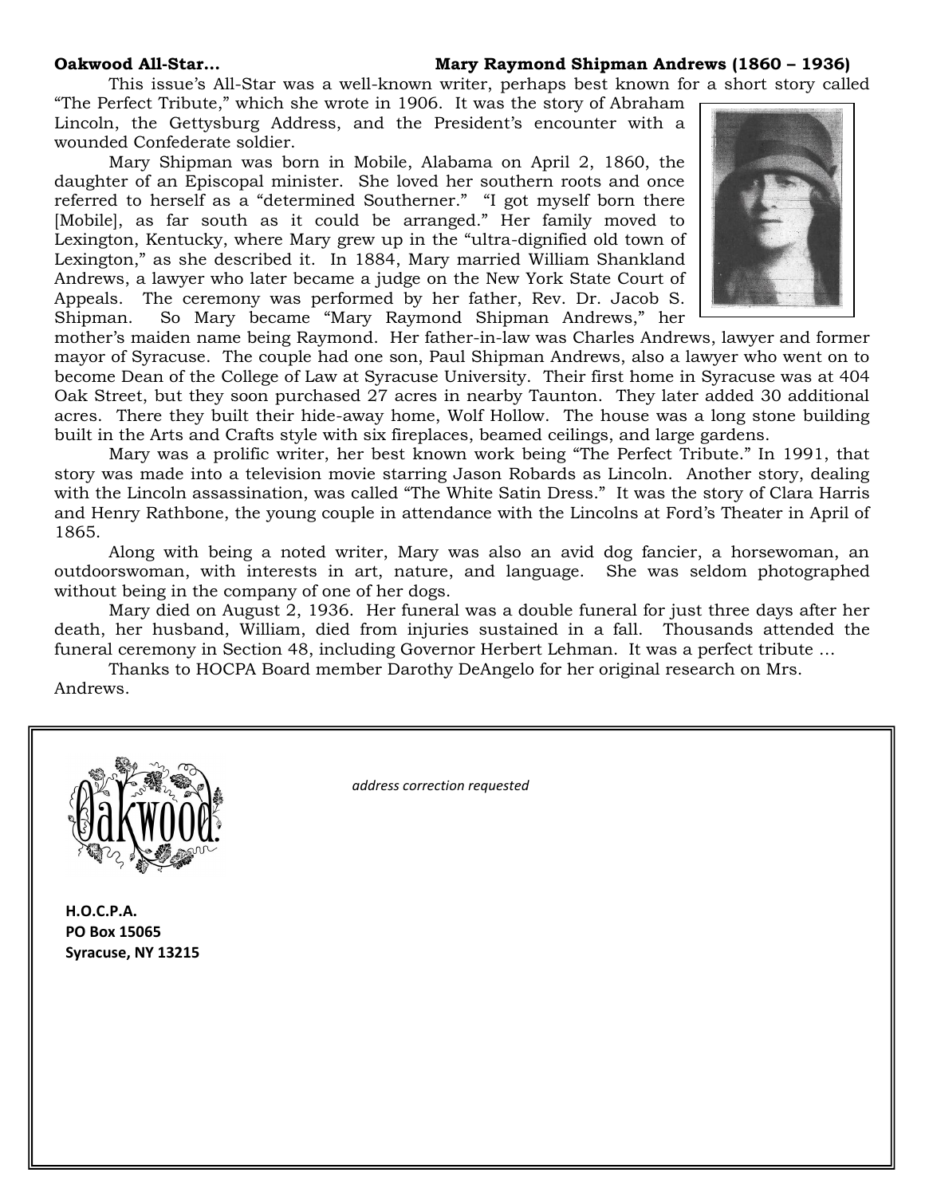**Oakwood All-Star… Mary Raymond Shipman Andrews (1860 – 1936)**

This issue's All-Star was a well-known writer, perhaps best known for a short story called "The Perfect Tribute," which she wrote in 1906. It was the story of Abraham Lincoln, the Gettysburg Address, and the President's encounter with a wounded Confederate soldier.

Mary Shipman was born in Mobile, Alabama on April 2, 1860, the daughter of an Episcopal minister. She loved her southern roots and once referred to herself as a "determined Southerner." "I got myself born there [Mobile], as far south as it could be arranged." Her family moved to Lexington, Kentucky, where Mary grew up in the "ultra-dignified old town of Lexington," as she described it. In 1884, Mary married William Shankland Andrews, a lawyer who later became a judge on the New York State Court of Appeals. The ceremony was performed by her father, Rev. Dr. Jacob S. Shipman. So Mary became "Mary Raymond Shipman Andrews," her mother's maiden name being Raymond. Her father-in-law was Charles Andrews, lawyer and former mayor of Syracuse. The couple had one son, Paul Shipman Andrews, also a lawyer who went on to become Dean of the College of Law at Syracuse University. Their first home in Syracuse was at 404 Oak Street, but they soon purchased 27 acres in nearby Taunton. They later added 30 additional acres. There they built their hide-away home, Wolf Hollow. The house was a long stone building built in the Arts and Crafts style with six fireplaces, beamed ceilings, and large gardens.

Mary was a prolific writer, her best known work being "The Perfect Tribute." In 1991, that story was made into a television movie starring Jason Robards as Lincoln. Another story, dealing with the Lincoln assassination, was called "The White Satin Dress." It was the story of Clara Harris and Henry Rathbone, the young couple in attendance with the Lincolns at Ford's Theater in April of 1865.

Along with being a noted writer, Mary was also an avid dog fancier, a horsewoman, an outdoorswoman, with interests in art, nature, and language. She was seldom photographed without being in the company of one of her dogs.

Mary died on August 2, 1936. Her funeral was a double funeral for just three days after her death, her husband, William, died from injuries sustained in a fall. Thousands attended the funeral ceremony in Section 48, including Governor Herbert Lehman. It was a perfect tribute …

Thanks to HOCPA Board member Darothy DeAngelo for her original research on Mrs. Andrews.

Oakwood

*address correction requested*

**H.O.C.P.A.**
**PO Box 15065**
**Syracuse, NY 13215**